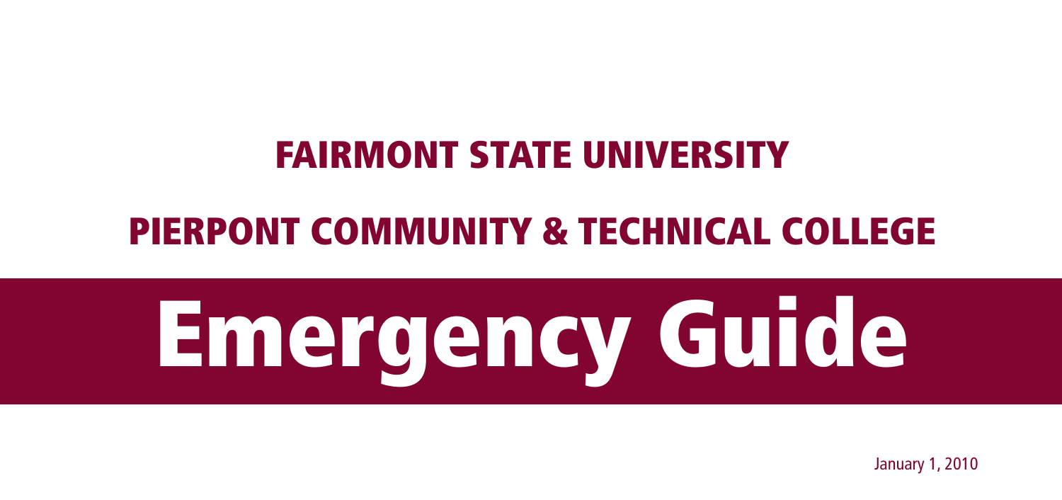## FAIRMONT STATE UNIVERSITY

## PIERPONT COMMUNITY & TECHNICAL COLLEGE

# Emergency Guide

January 1, 2010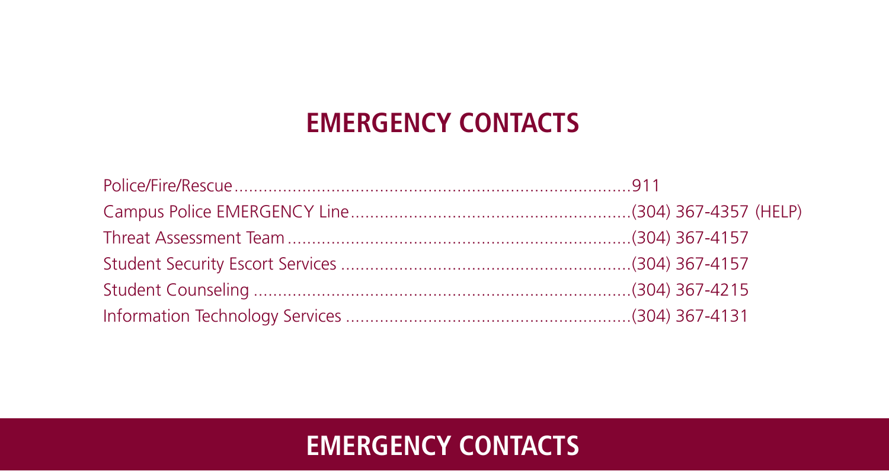## EMERGENCY CONTACTS

| Contact | Number |
| --- | --- |
| Police/Fire/Rescue | 911 |
| Campus Police EMERGENCY Line | (304) 367-4357 (HELP) |
| Threat Assessment Team | (304) 367-4157 |
| Student Security Escort Services | (304) 367-4157 |
| Student Counseling | (304) 367-4215 |
| Information Technology Services | (304) 367-4131 |

## EMERGENCY CONTACTS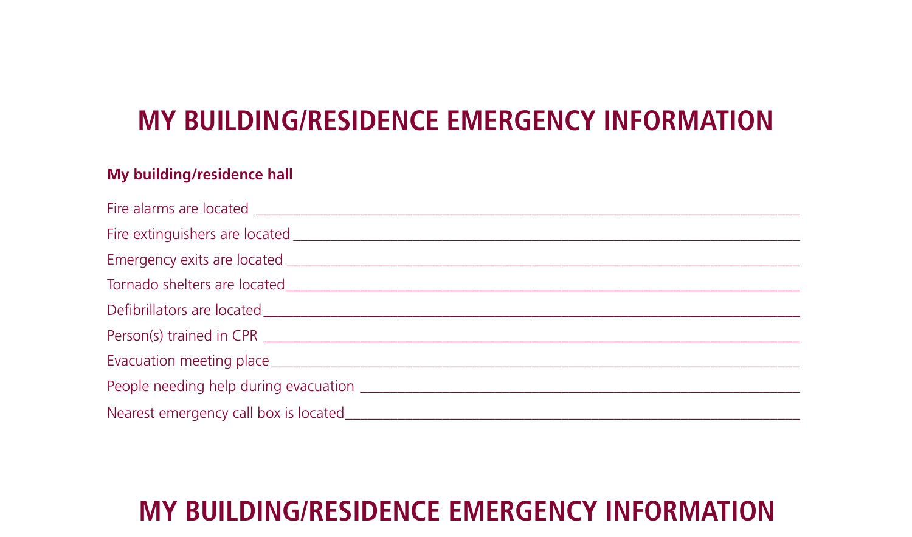# MY BUILDING/RESIDENCE EMERGENCY INFORMATION

**My building/residence hall**

Fire alarms are located ________________________________________________

Fire extinguishers are located ________________________________________________

Emergency exits are located ________________________________________________

Tornado shelters are located ________________________________________________

Defibrillators are located ________________________________________________

Person(s) trained in CPR ________________________________________________

Evacuation meeting place ________________________________________________

People needing help during evacuation ________________________________________________

Nearest emergency call box is located ________________________________________________

# MY BUILDING/RESIDENCE EMERGENCY INFORMATION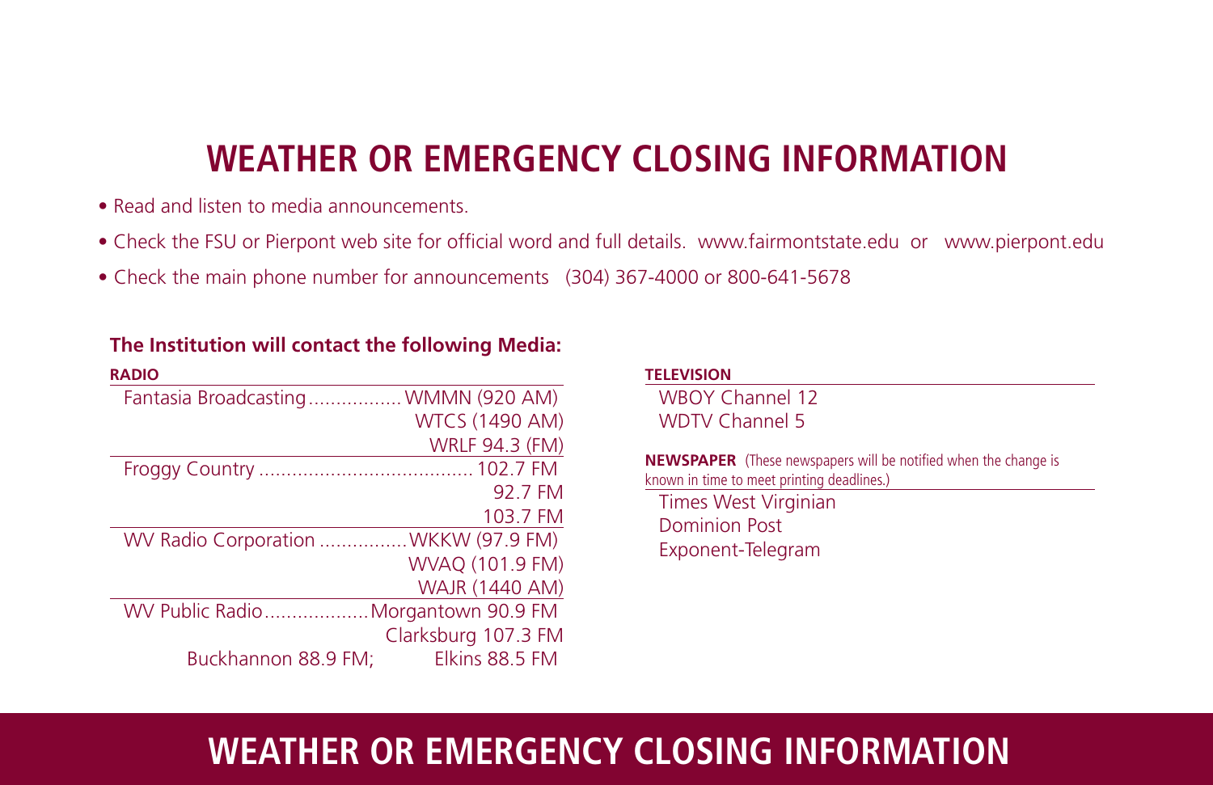# WEATHER OR EMERGENCY CLOSING INFORMATION

- Read and listen to media announcements.
- Check the FSU or Pierpont web site for official word and full details. www.fairmontstate.edu or www.pierpont.edu
- Check the main phone number for announcements (304) 367-4000 or 800-641-5678

**The Institution will contact the following Media:**

**RADIO**

| | |
|---|---|
| Fantasia Broadcasting | WMMN (920 AM) |
| | WTCS (1490 AM) |
| | WRLF 94.3 (FM) |
| Froggy Country | 102.7 FM |
| | 92.7 FM |
| | 103.7 FM |
| WV Radio Corporation | WKKW (97.9 FM) |
| | WVAQ (101.9 FM) |
| | WAJR (1440 AM) |
| WV Public Radio | Morgantown 90.9 FM |
| | Clarksburg 107.3 FM |
| Buckhannon 88.9 FM; | Elkins 88.5 FM |

**TELEVISION**

WBOY Channel 12
WDTV Channel 5

**NEWSPAPER** (These newspapers will be notified when the change is known in time to meet printing deadlines.)

Times West Virginian
Dominion Post
Exponent-Telegram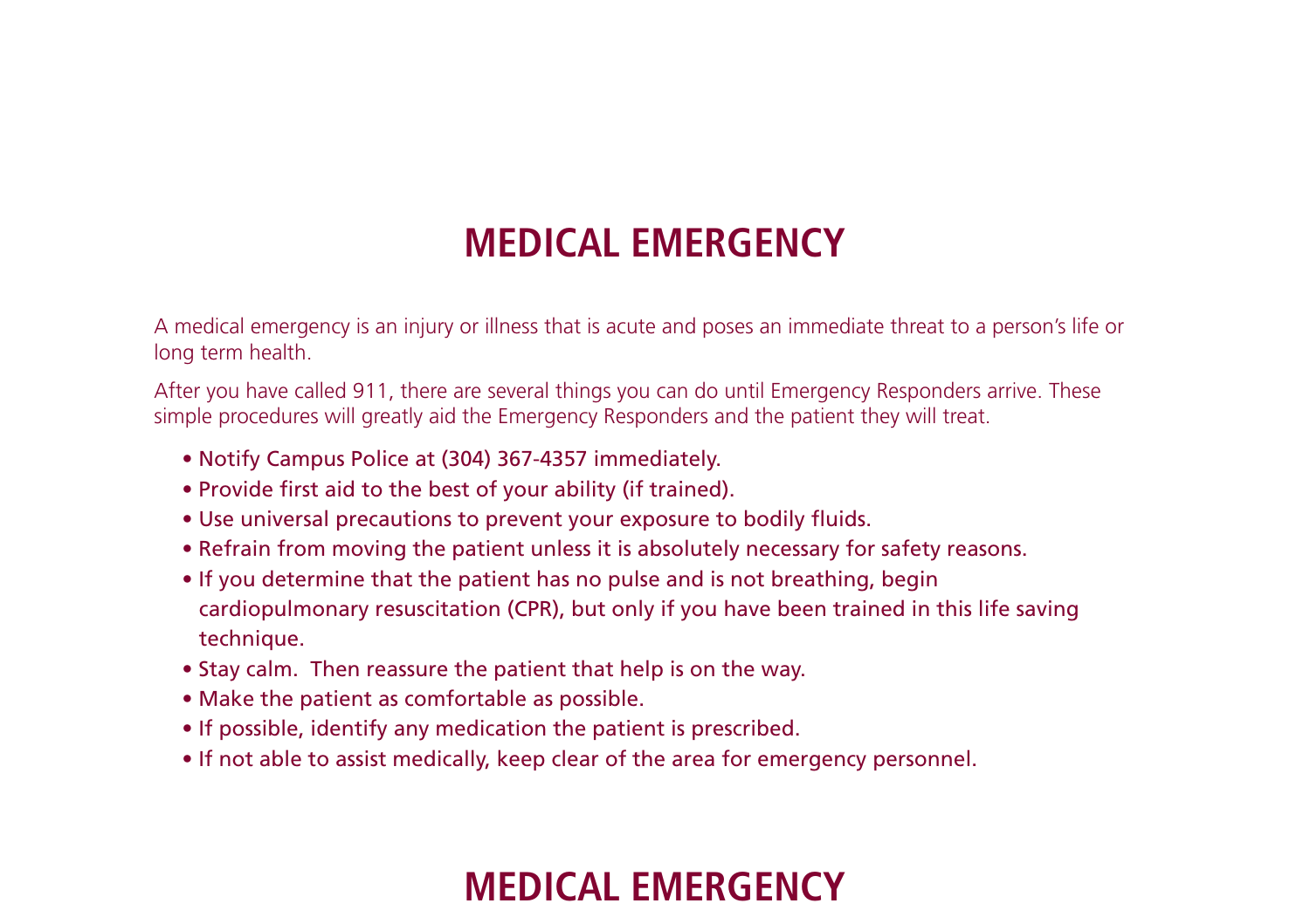# MEDICAL EMERGENCY

A medical emergency is an injury or illness that is acute and poses an immediate threat to a person's life or long term health.

After you have called 911, there are several things you can do until Emergency Responders arrive. These simple procedures will greatly aid the Emergency Responders and the patient they will treat.

- Notify Campus Police at (304) 367-4357 immediately.
- Provide first aid to the best of your ability (if trained).
- Use universal precautions to prevent your exposure to bodily fluids.
- Refrain from moving the patient unless it is absolutely necessary for safety reasons.
- If you determine that the patient has no pulse and is not breathing, begin cardiopulmonary resuscitation (CPR), but only if you have been trained in this life saving technique.
- Stay calm. Then reassure the patient that help is on the way.
- Make the patient as comfortable as possible.
- If possible, identify any medication the patient is prescribed.
- If not able to assist medically, keep clear of the area for emergency personnel.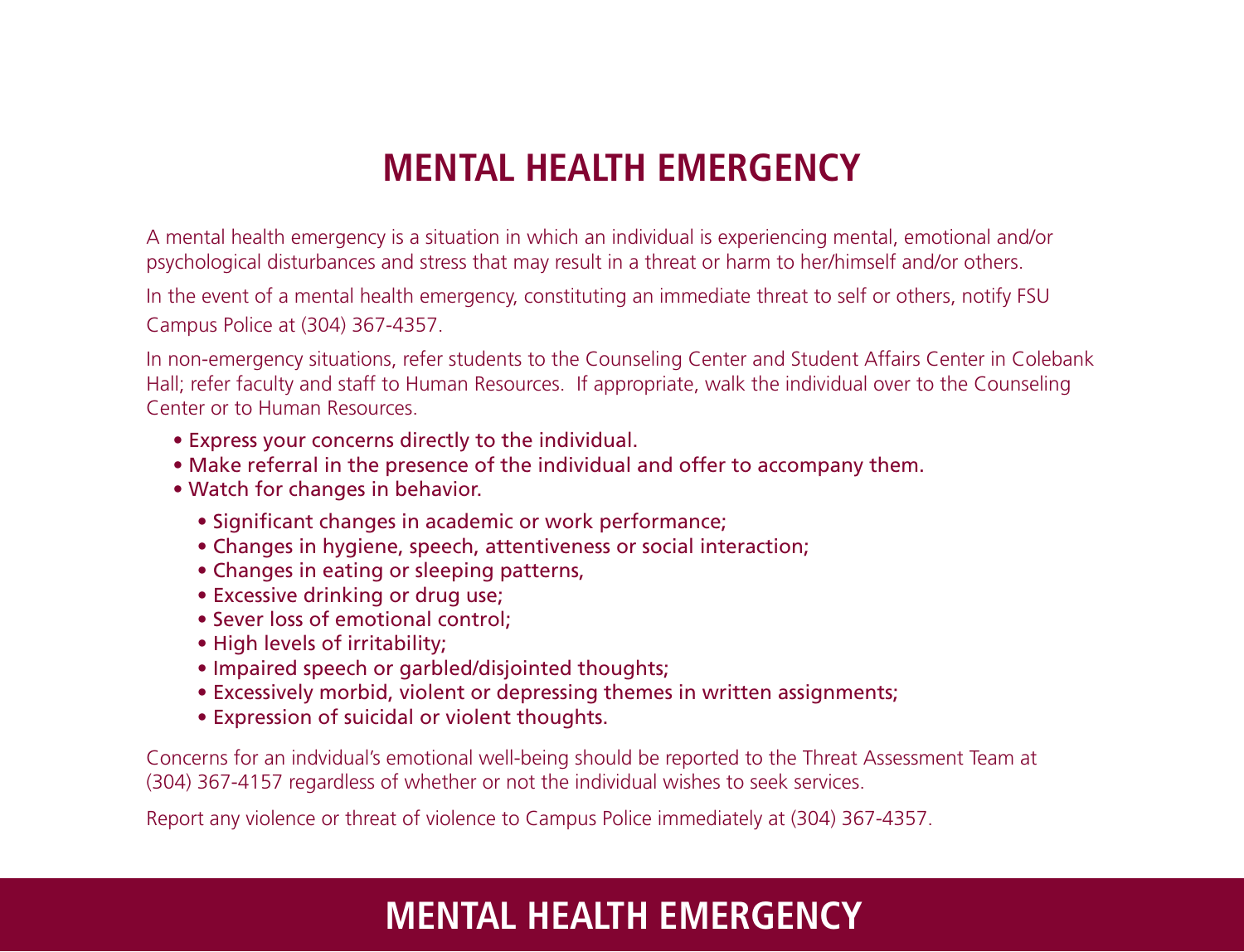# MENTAL HEALTH EMERGENCY

A mental health emergency is a situation in which an individual is experiencing mental, emotional and/or psychological disturbances and stress that may result in a threat or harm to her/himself and/or others.

In the event of a mental health emergency, constituting an immediate threat to self or others, notify FSU Campus Police at (304) 367-4357.

In non-emergency situations, refer students to the Counseling Center and Student Affairs Center in Colebank Hall; refer faculty and staff to Human Resources. If appropriate, walk the individual over to the Counseling Center or to Human Resources.

- Express your concerns directly to the individual.
- Make referral in the presence of the individual and offer to accompany them.
- Watch for changes in behavior.
  - Significant changes in academic or work performance;
  - Changes in hygiene, speech, attentiveness or social interaction;
  - Changes in eating or sleeping patterns,
  - Excessive drinking or drug use;
  - Sever loss of emotional control;
  - High levels of irritability;
  - Impaired speech or garbled/disjointed thoughts;
  - Excessively morbid, violent or depressing themes in written assignments;
  - Expression of suicidal or violent thoughts.

Concerns for an indvidual's emotional well-being should be reported to the Threat Assessment Team at (304) 367-4157 regardless of whether or not the individual wishes to seek services.

Report any violence or threat of violence to Campus Police immediately at (304) 367-4357.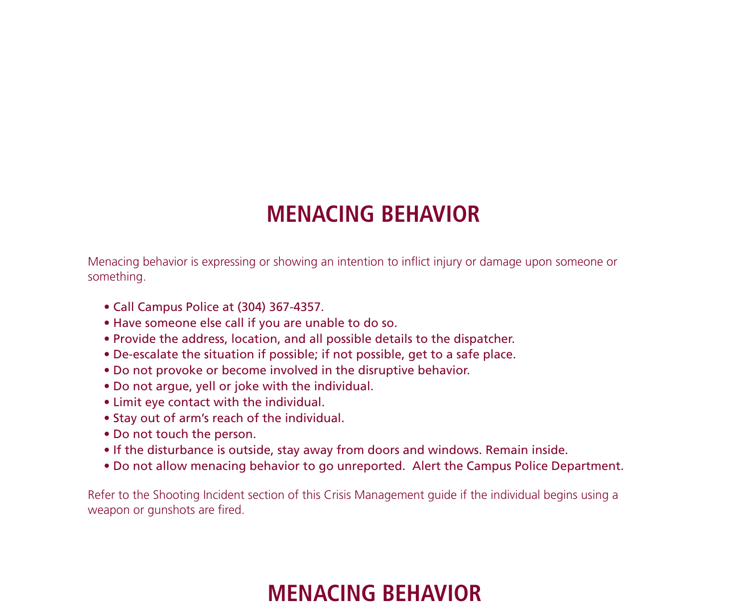# MENACING BEHAVIOR

Menacing behavior is expressing or showing an intention to inflict injury or damage upon someone or something.

- Call Campus Police at (304) 367-4357.
- Have someone else call if you are unable to do so.
- Provide the address, location, and all possible details to the dispatcher.
- De-escalate the situation if possible; if not possible, get to a safe place.
- Do not provoke or become involved in the disruptive behavior.
- Do not argue, yell or joke with the individual.
- Limit eye contact with the individual.
- Stay out of arm's reach of the individual.
- Do not touch the person.
- If the disturbance is outside, stay away from doors and windows. Remain inside.
- Do not allow menacing behavior to go unreported. Alert the Campus Police Department.

Refer to the Shooting Incident section of this Crisis Management guide if the individual begins using a weapon or gunshots are fired.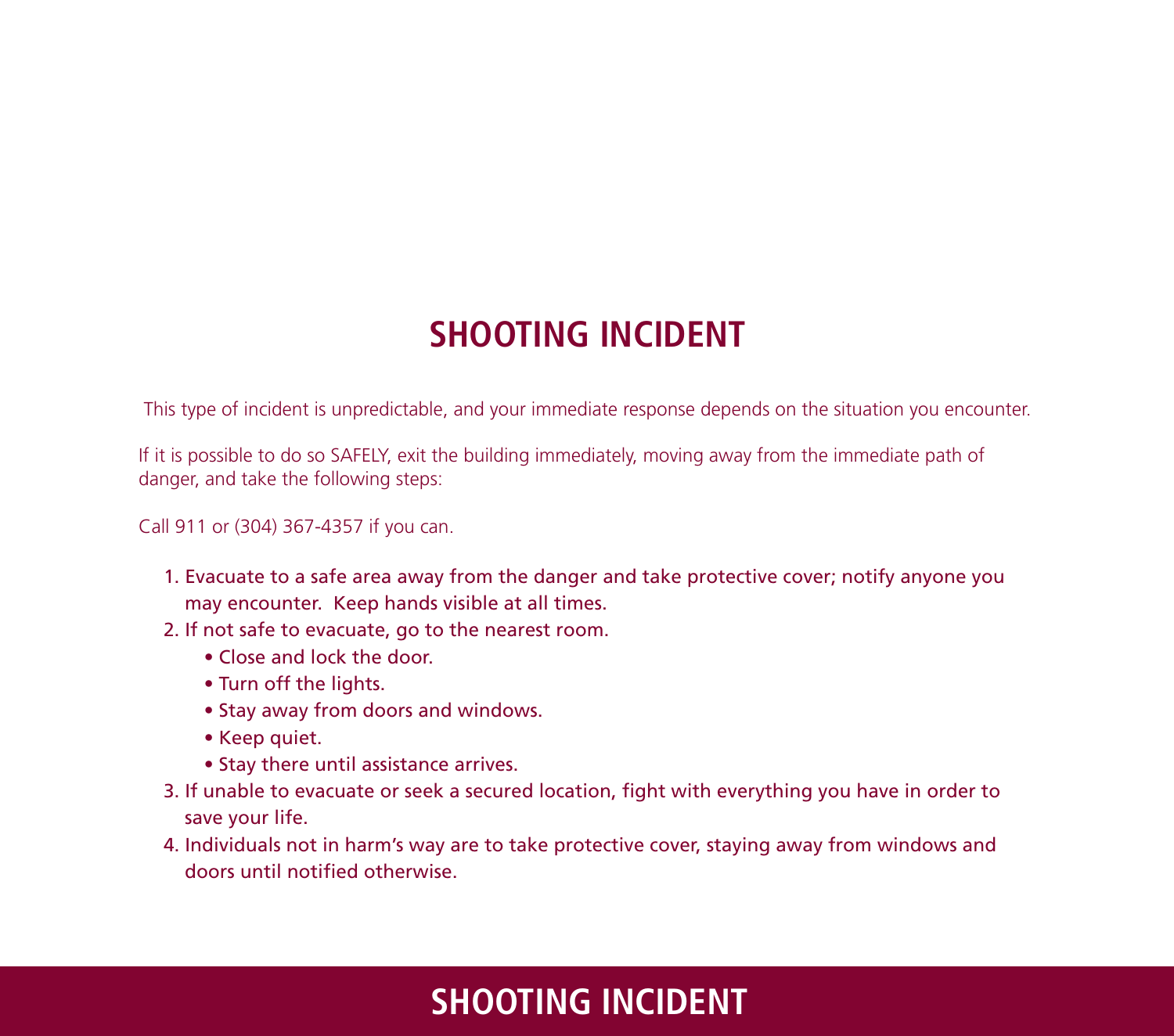# SHOOTING INCIDENT

This type of incident is unpredictable, and your immediate response depends on the situation you encounter.

If it is possible to do so SAFELY, exit the building immediately, moving away from the immediate path of danger, and take the following steps:

Call 911 or (304) 367-4357 if you can.

1. Evacuate to a safe area away from the danger and take protective cover; notify anyone you may encounter. Keep hands visible at all times.
2. If not safe to evacuate, go to the nearest room.
   - Close and lock the door.
   - Turn off the lights.
   - Stay away from doors and windows.
   - Keep quiet.
   - Stay there until assistance arrives.
3. If unable to evacuate or seek a secured location, fight with everything you have in order to save your life.
4. Individuals not in harm's way are to take protective cover, staying away from windows and doors until notified otherwise.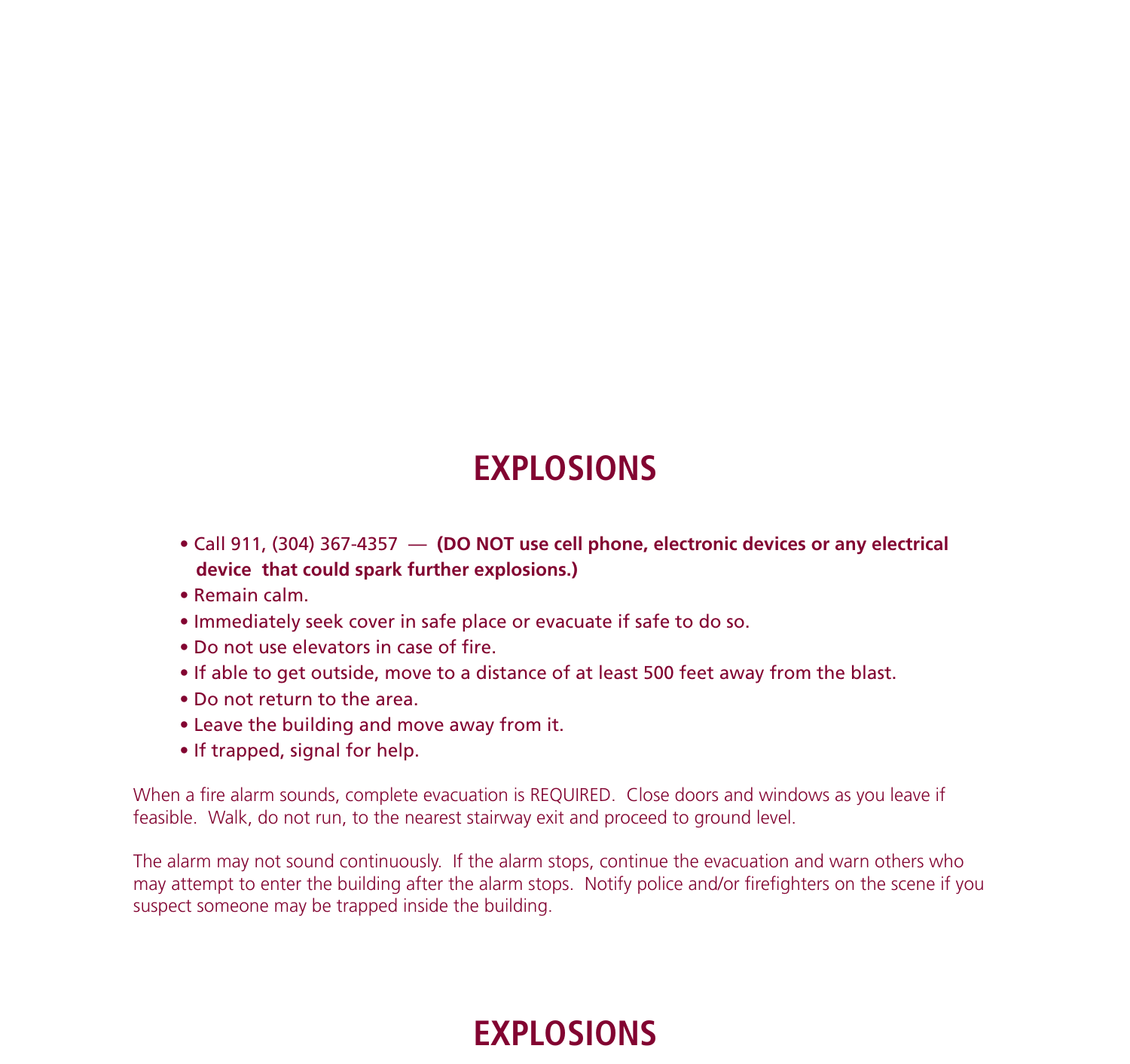# EXPLOSIONS

- Call 911, (304) 367-4357 — **(DO NOT use cell phone, electronic devices or any electrical device that could spark further explosions.)**
- Remain calm.
- Immediately seek cover in safe place or evacuate if safe to do so.
- Do not use elevators in case of fire.
- If able to get outside, move to a distance of at least 500 feet away from the blast.
- Do not return to the area.
- Leave the building and move away from it.
- If trapped, signal for help.

When a fire alarm sounds, complete evacuation is REQUIRED. Close doors and windows as you leave if feasible. Walk, do not run, to the nearest stairway exit and proceed to ground level.

The alarm may not sound continuously. If the alarm stops, continue the evacuation and warn others who may attempt to enter the building after the alarm stops. Notify police and/or firefighters on the scene if you suspect someone may be trapped inside the building.

# EXPLOSIONS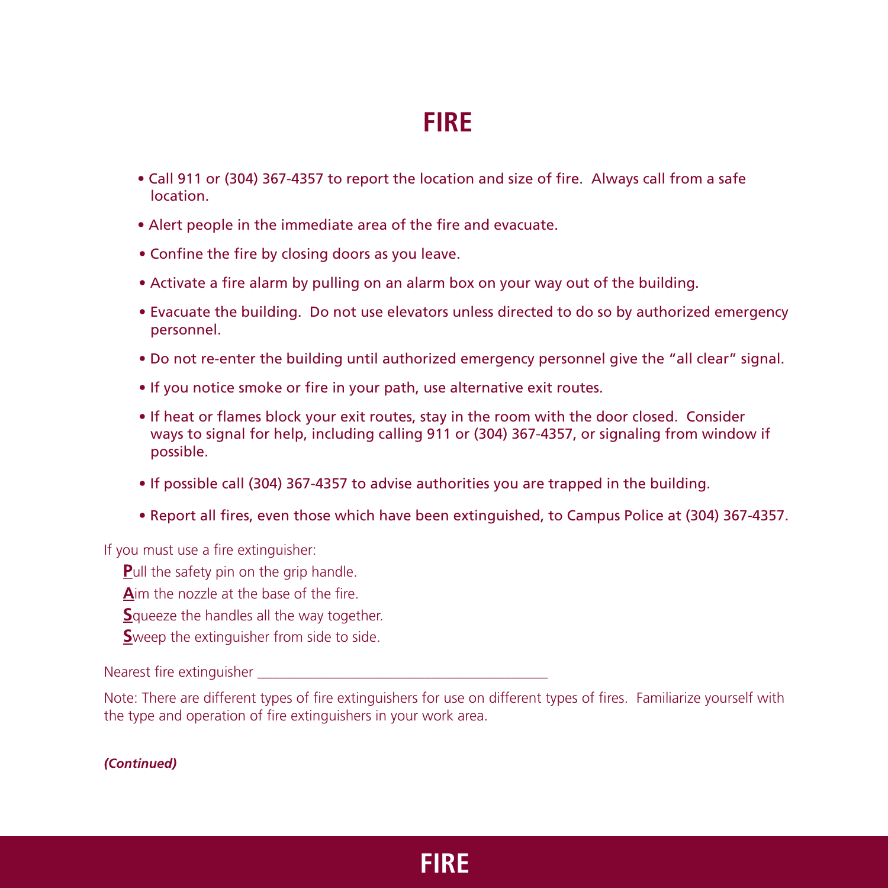# FIRE

- Call 911 or (304) 367-4357 to report the location and size of fire. Always call from a safe location.
- Alert people in the immediate area of the fire and evacuate.
- Confine the fire by closing doors as you leave.
- Activate a fire alarm by pulling on an alarm box on your way out of the building.
- Evacuate the building. Do not use elevators unless directed to do so by authorized emergency personnel.
- Do not re-enter the building until authorized emergency personnel give the "all clear" signal.
- If you notice smoke or fire in your path, use alternative exit routes.
- If heat or flames block your exit routes, stay in the room with the door closed. Consider ways to signal for help, including calling 911 or (304) 367-4357, or signaling from window if possible.
- If possible call (304) 367-4357 to advise authorities you are trapped in the building.
- Report all fires, even those which have been extinguished, to Campus Police at (304) 367-4357.

If you must use a fire extinguisher:

**P**ull the safety pin on the grip handle.
**A**im the nozzle at the base of the fire.
**S**queeze the handles all the way together.
**S**weep the extinguisher from side to side.

Nearest fire extinguisher ________________________________________

Note: There are different types of fire extinguishers for use on different types of fires. Familiarize yourself with the type and operation of fire extinguishers in your work area.

***(Continued)***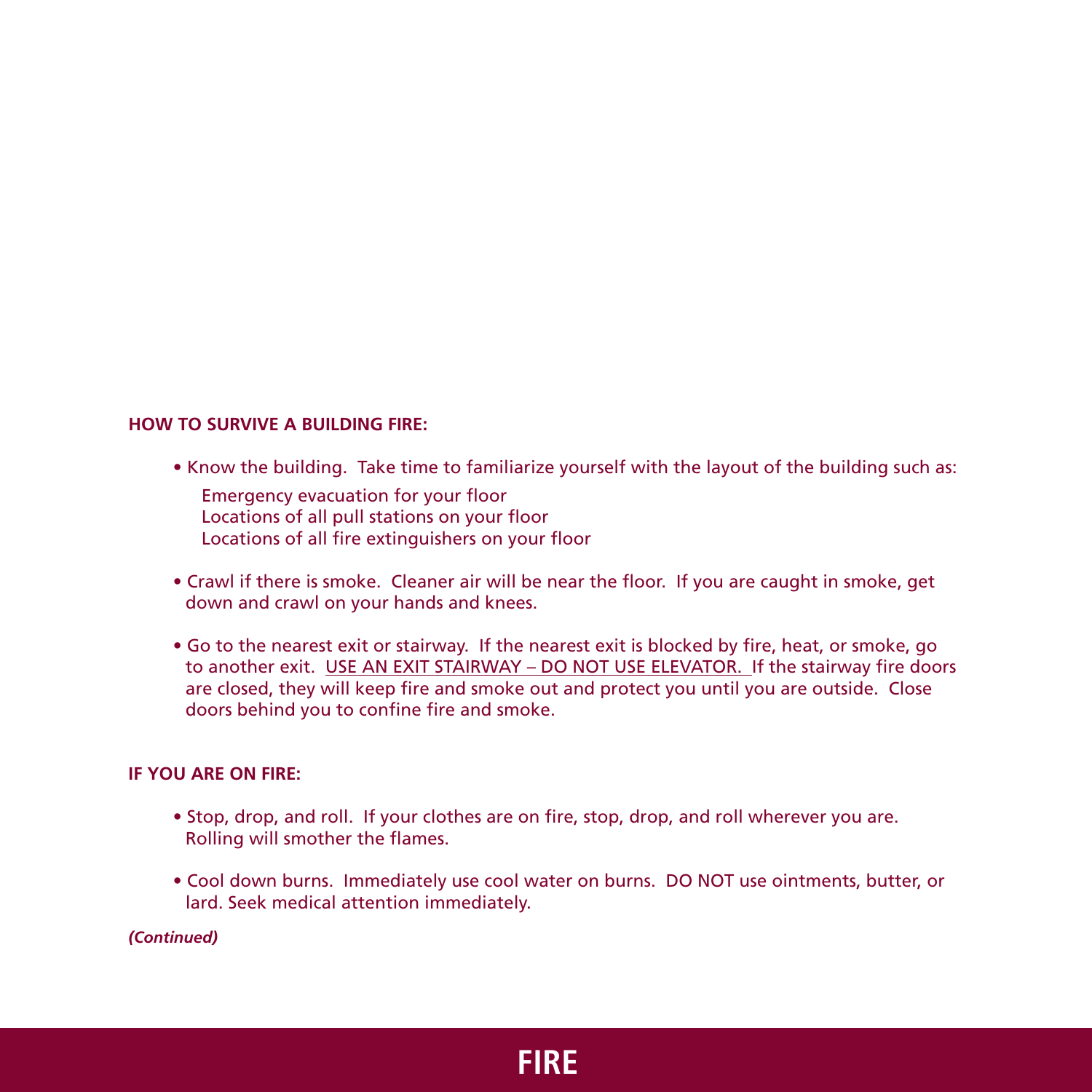**HOW TO SURVIVE A BUILDING FIRE:**

- Know the building. Take time to familiarize yourself with the layout of the building such as:
  - Emergency evacuation for your floor
  - Locations of all pull stations on your floor
  - Locations of all fire extinguishers on your floor
- Crawl if there is smoke. Cleaner air will be near the floor. If you are caught in smoke, get down and crawl on your hands and knees.
- Go to the nearest exit or stairway. If the nearest exit is blocked by fire, heat, or smoke, go to another exit. <u>USE AN EXIT STAIRWAY – DO NOT USE ELEVATOR.</u> If the stairway fire doors are closed, they will keep fire and smoke out and protect you until you are outside. Close doors behind you to confine fire and smoke.

**IF YOU ARE ON FIRE:**

- Stop, drop, and roll. If your clothes are on fire, stop, drop, and roll wherever you are. Rolling will smother the flames.
- Cool down burns. Immediately use cool water on burns. DO NOT use ointments, butter, or lard. Seek medical attention immediately.

***(Continued)***

**FIRE**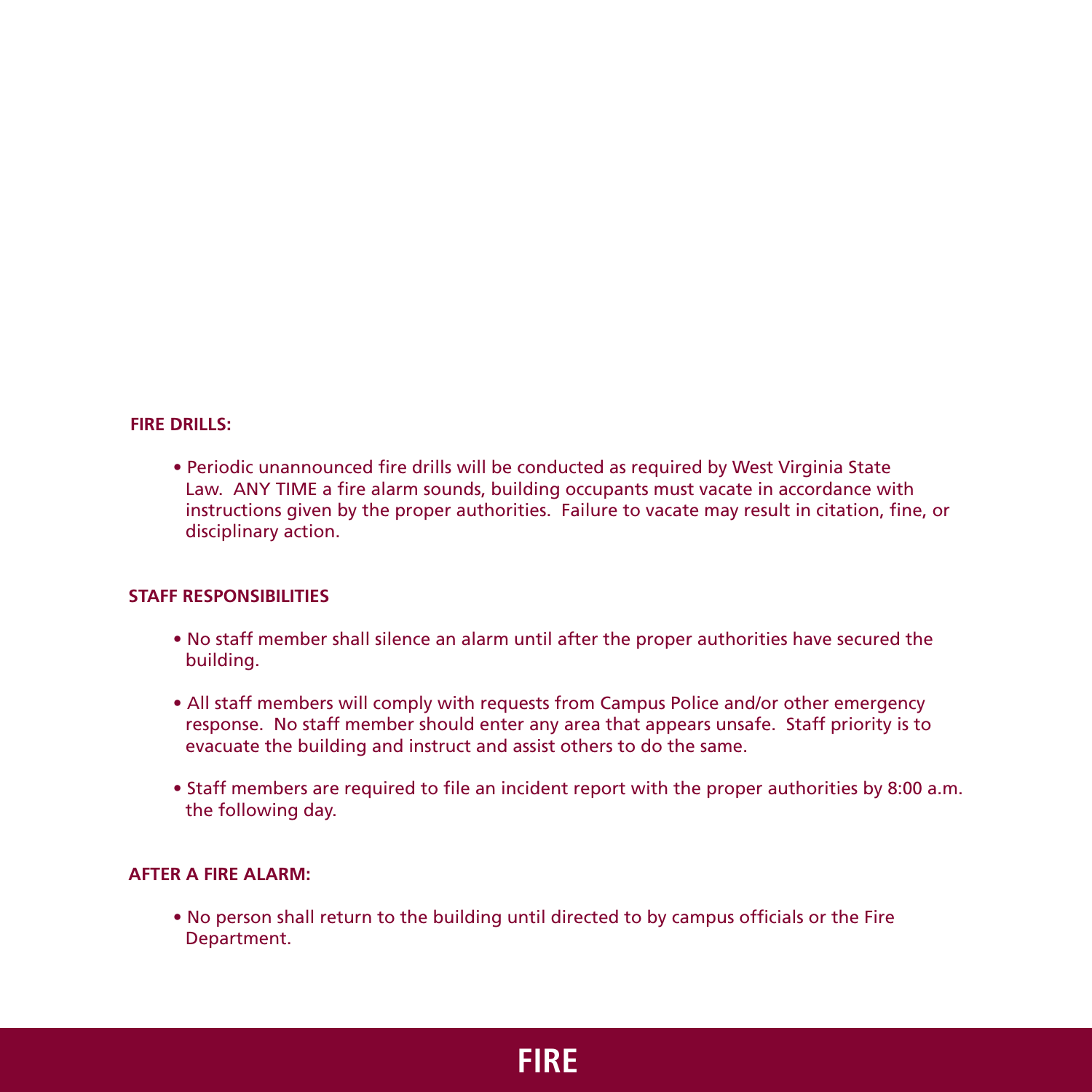**FIRE DRILLS:**

- Periodic unannounced fire drills will be conducted as required by West Virginia State Law. ANY TIME a fire alarm sounds, building occupants must vacate in accordance with instructions given by the proper authorities. Failure to vacate may result in citation, fine, or disciplinary action.

**STAFF RESPONSIBILITIES**

- No staff member shall silence an alarm until after the proper authorities have secured the building.
- All staff members will comply with requests from Campus Police and/or other emergency response. No staff member should enter any area that appears unsafe. Staff priority is to evacuate the building and instruct and assist others to do the same.
- Staff members are required to file an incident report with the proper authorities by 8:00 a.m. the following day.

**AFTER A FIRE ALARM:**

- No person shall return to the building until directed to by campus officials or the Fire Department.

# FIRE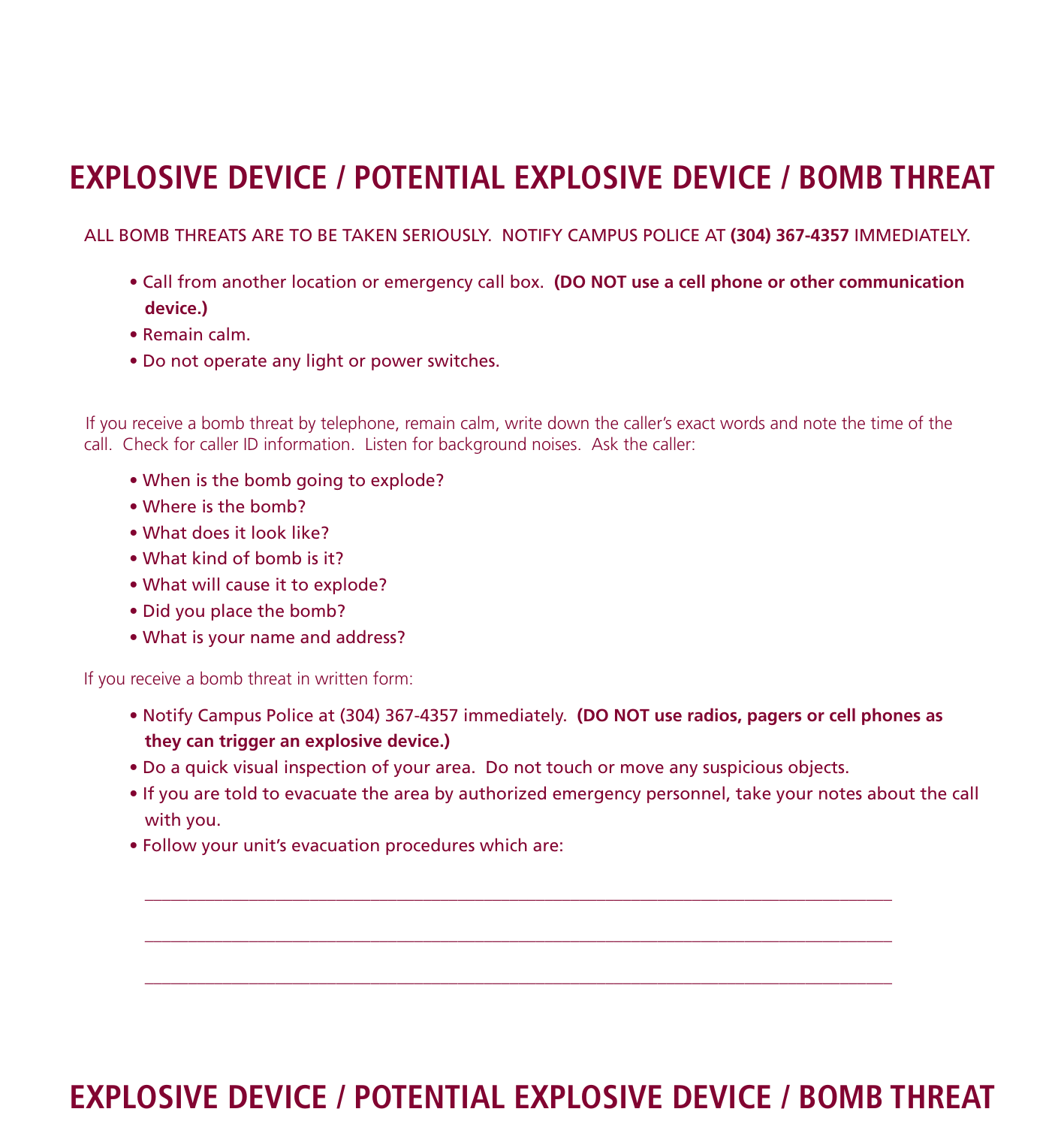# EXPLOSIVE DEVICE / POTENTIAL EXPLOSIVE DEVICE / BOMB THREAT

ALL BOMB THREATS ARE TO BE TAKEN SERIOUSLY. NOTIFY CAMPUS POLICE AT **(304) 367-4357** IMMEDIATELY.

- Call from another location or emergency call box. **(DO NOT use a cell phone or other communication device.)**
- Remain calm.
- Do not operate any light or power switches.

If you receive a bomb threat by telephone, remain calm, write down the caller's exact words and note the time of the call. Check for caller ID information. Listen for background noises. Ask the caller:

- When is the bomb going to explode?
- Where is the bomb?
- What does it look like?
- What kind of bomb is it?
- What will cause it to explode?
- Did you place the bomb?
- What is your name and address?

If you receive a bomb threat in written form:

- Notify Campus Police at (304) 367-4357 immediately. **(DO NOT use radios, pagers or cell phones as they can trigger an explosive device.)**
- Do a quick visual inspection of your area. Do not touch or move any suspicious objects.
- If you are told to evacuate the area by authorized emergency personnel, take your notes about the call with you.
- Follow your unit's evacuation procedures which are:

  ______________________________________________________________________________

  ______________________________________________________________________________

  ______________________________________________________________________________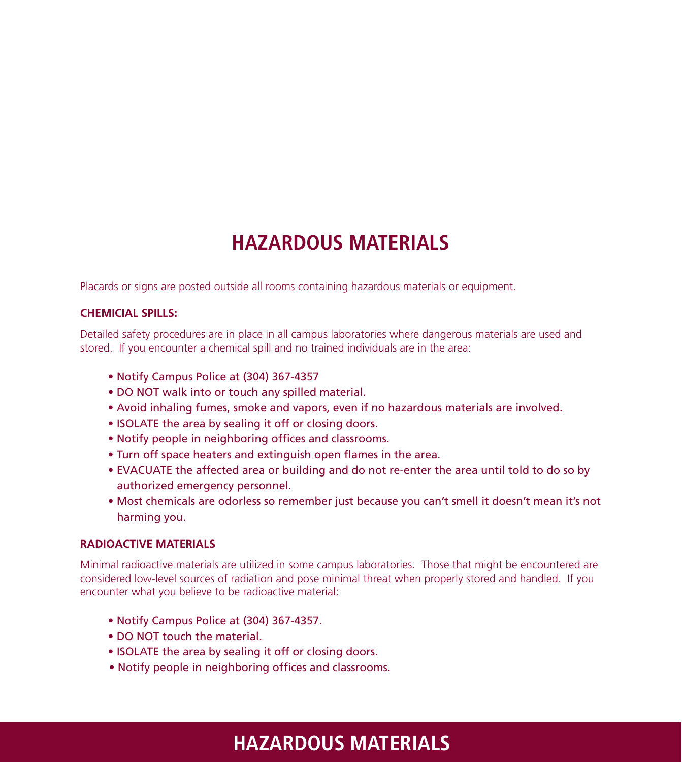# HAZARDOUS MATERIALS

Placards or signs are posted outside all rooms containing hazardous materials or equipment.

**CHEMICAL SPILLS:**

Detailed safety procedures are in place in all campus laboratories where dangerous materials are used and stored. If you encounter a chemical spill and no trained individuals are in the area:

- Notify Campus Police at (304) 367-4357
- DO NOT walk into or touch any spilled material.
- Avoid inhaling fumes, smoke and vapors, even if no hazardous materials are involved.
- ISOLATE the area by sealing it off or closing doors.
- Notify people in neighboring offices and classrooms.
- Turn off space heaters and extinguish open flames in the area.
- EVACUATE the affected area or building and do not re-enter the area until told to do so by authorized emergency personnel.
- Most chemicals are odorless so remember just because you can't smell it doesn't mean it's not harming you.

**RADIOACTIVE MATERIALS**

Minimal radioactive materials are utilized in some campus laboratories. Those that might be encountered are considered low-level sources of radiation and pose minimal threat when properly stored and handled. If you encounter what you believe to be radioactive material:

- Notify Campus Police at (304) 367-4357.
- DO NOT touch the material.
- ISOLATE the area by sealing it off or closing doors.
- Notify people in neighboring offices and classrooms.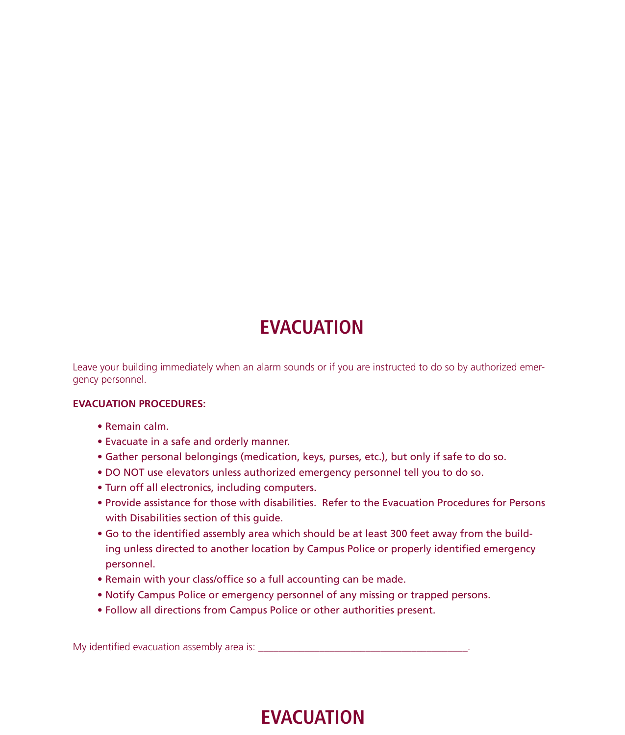# EVACUATION

Leave your building immediately when an alarm sounds or if you are instructed to do so by authorized emergency personnel.

**EVACUATION PROCEDURES:**

- Remain calm.
- Evacuate in a safe and orderly manner.
- Gather personal belongings (medication, keys, purses, etc.), but only if safe to do so.
- DO NOT use elevators unless authorized emergency personnel tell you to do so.
- Turn off all electronics, including computers.
- Provide assistance for those with disabilities. Refer to the Evacuation Procedures for Persons with Disabilities section of this guide.
- Go to the identified assembly area which should be at least 300 feet away from the building unless directed to another location by Campus Police or properly identified emergency personnel.
- Remain with your class/office so a full accounting can be made.
- Notify Campus Police or emergency personnel of any missing or trapped persons.
- Follow all directions from Campus Police or other authorities present.

My identified evacuation assembly area is: ________________________________________.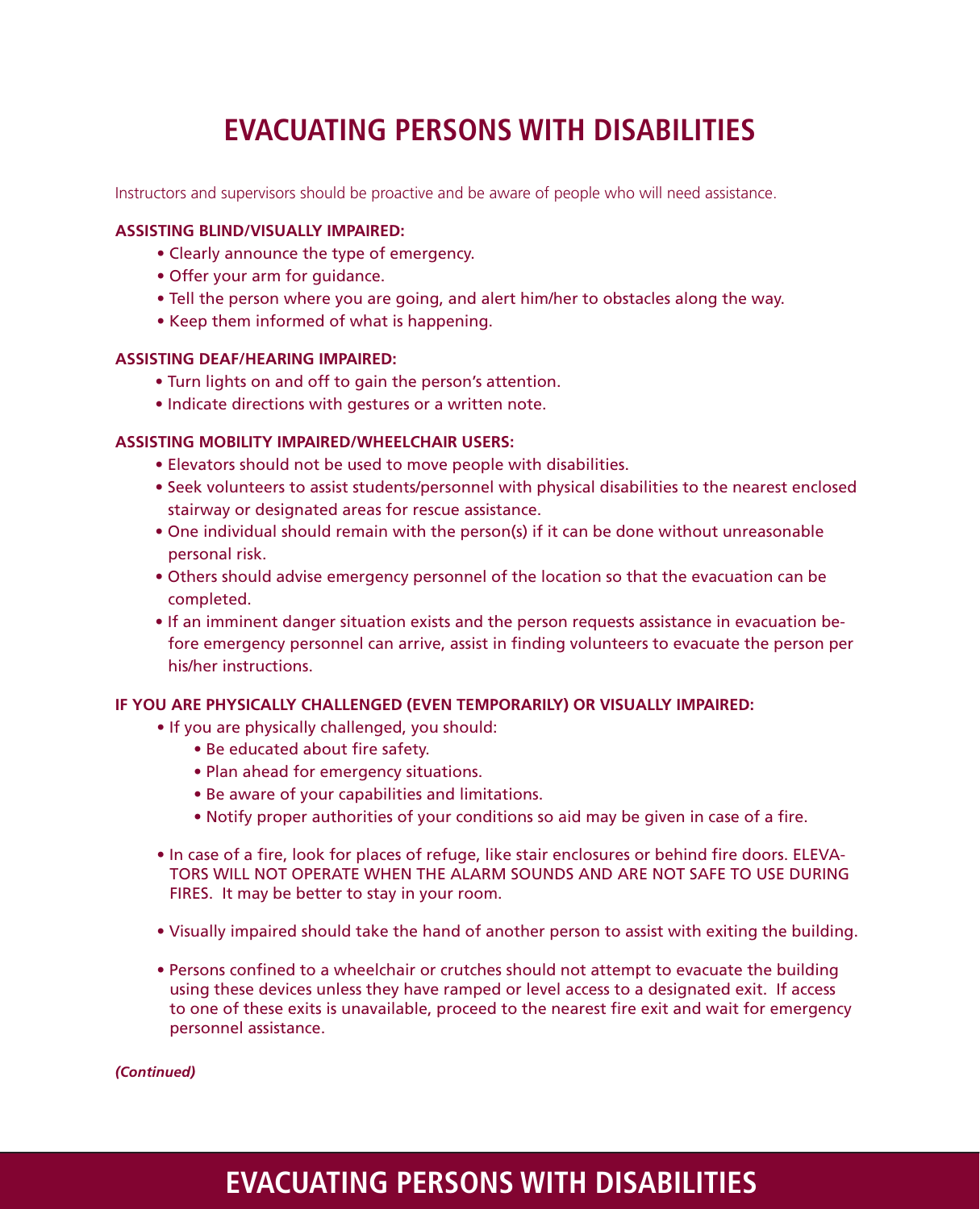# EVACUATING PERSONS WITH DISABILITIES

Instructors and supervisors should be proactive and be aware of people who will need assistance.

**ASSISTING BLIND/VISUALLY IMPAIRED:**

- Clearly announce the type of emergency.
- Offer your arm for guidance.
- Tell the person where you are going, and alert him/her to obstacles along the way.
- Keep them informed of what is happening.

**ASSISTING DEAF/HEARING IMPAIRED:**

- Turn lights on and off to gain the person's attention.
- Indicate directions with gestures or a written note.

**ASSISTING MOBILITY IMPAIRED/WHEELCHAIR USERS:**

- Elevators should not be used to move people with disabilities.
- Seek volunteers to assist students/personnel with physical disabilities to the nearest enclosed stairway or designated areas for rescue assistance.
- One individual should remain with the person(s) if it can be done without unreasonable personal risk.
- Others should advise emergency personnel of the location so that the evacuation can be completed.
- If an imminent danger situation exists and the person requests assistance in evacuation before emergency personnel can arrive, assist in finding volunteers to evacuate the person per his/her instructions.

**IF YOU ARE PHYSICALLY CHALLENGED (EVEN TEMPORARILY) OR VISUALLY IMPAIRED:**

- If you are physically challenged, you should:
  - Be educated about fire safety.
  - Plan ahead for emergency situations.
  - Be aware of your capabilities and limitations.
  - Notify proper authorities of your conditions so aid may be given in case of a fire.
- In case of a fire, look for places of refuge, like stair enclosures or behind fire doors. ELEVATORS WILL NOT OPERATE WHEN THE ALARM SOUNDS AND ARE NOT SAFE TO USE DURING FIRES. It may be better to stay in your room.
- Visually impaired should take the hand of another person to assist with exiting the building.
- Persons confined to a wheelchair or crutches should not attempt to evacuate the building using these devices unless they have ramped or level access to a designated exit. If access to one of these exits is unavailable, proceed to the nearest fire exit and wait for emergency personnel assistance.

***(Continued)***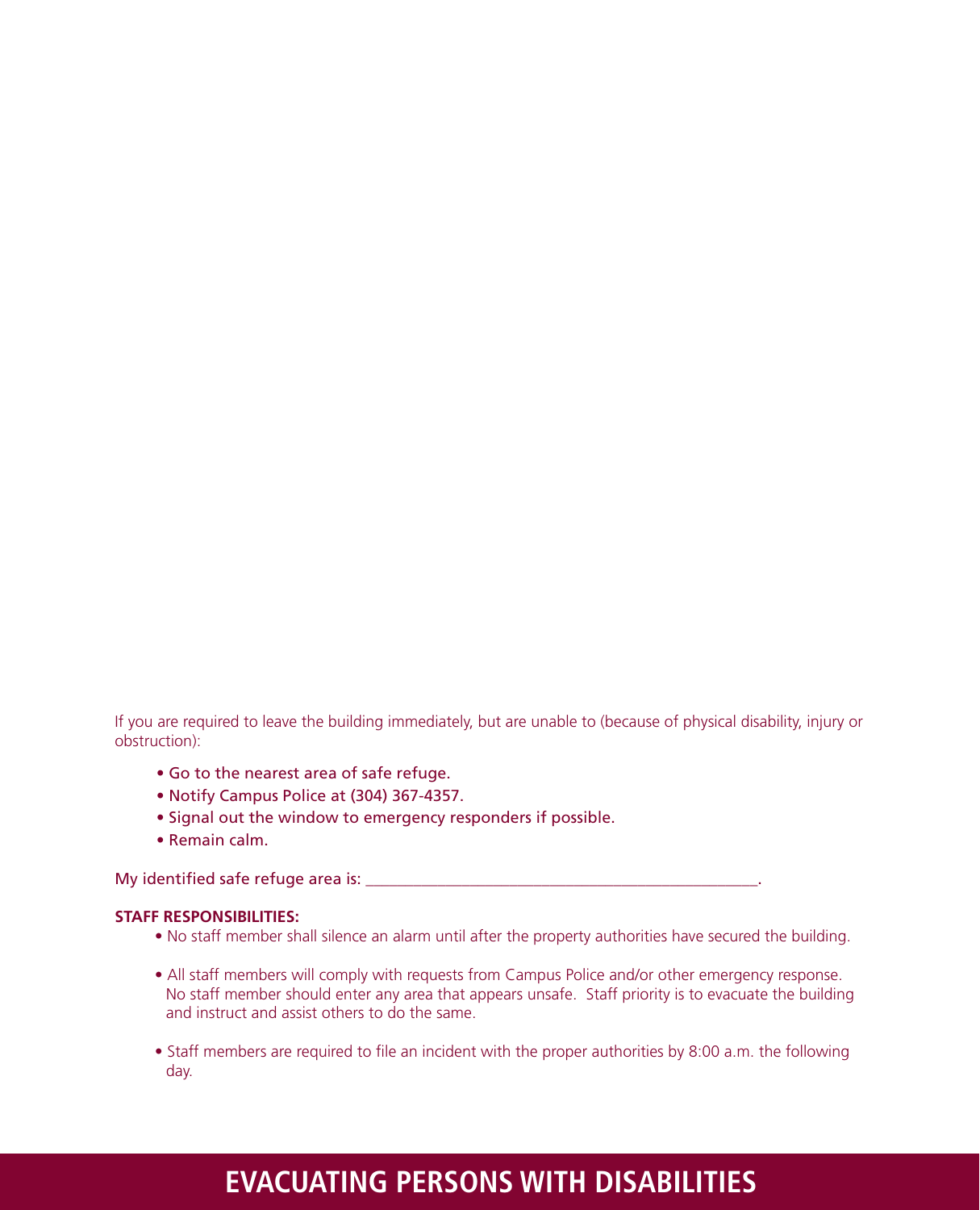If you are required to leave the building immediately, but are unable to (because of physical disability, injury or obstruction):

- Go to the nearest area of safe refuge.
- Notify Campus Police at (304) 367-4357.
- Signal out the window to emergency responders if possible.
- Remain calm.

My identified safe refuge area is: ________________________________________________.

**STAFF RESPONSIBILITIES:**

- No staff member shall silence an alarm until after the property authorities have secured the building.
- All staff members will comply with requests from Campus Police and/or other emergency response. No staff member should enter any area that appears unsafe. Staff priority is to evacuate the building and instruct and assist others to do the same.
- Staff members are required to file an incident with the proper authorities by 8:00 a.m. the following day.

# EVACUATING PERSONS WITH DISABILITIES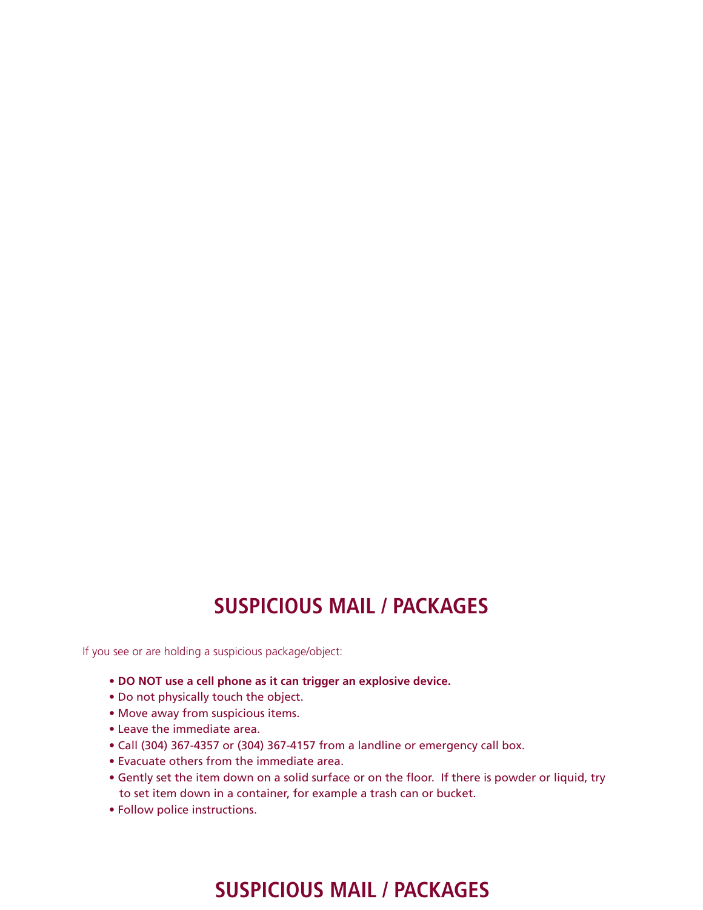## SUSPICIOUS MAIL / PACKAGES

If you see or are holding a suspicious package/object:

- **DO NOT use a cell phone as it can trigger an explosive device.**
- Do not physically touch the object.
- Move away from suspicious items.
- Leave the immediate area.
- Call (304) 367-4357 or (304) 367-4157 from a landline or emergency call box.
- Evacuate others from the immediate area.
- Gently set the item down on a solid surface or on the floor. If there is powder or liquid, try to set item down in a container, for example a trash can or bucket.
- Follow police instructions.

## SUSPICIOUS MAIL / PACKAGES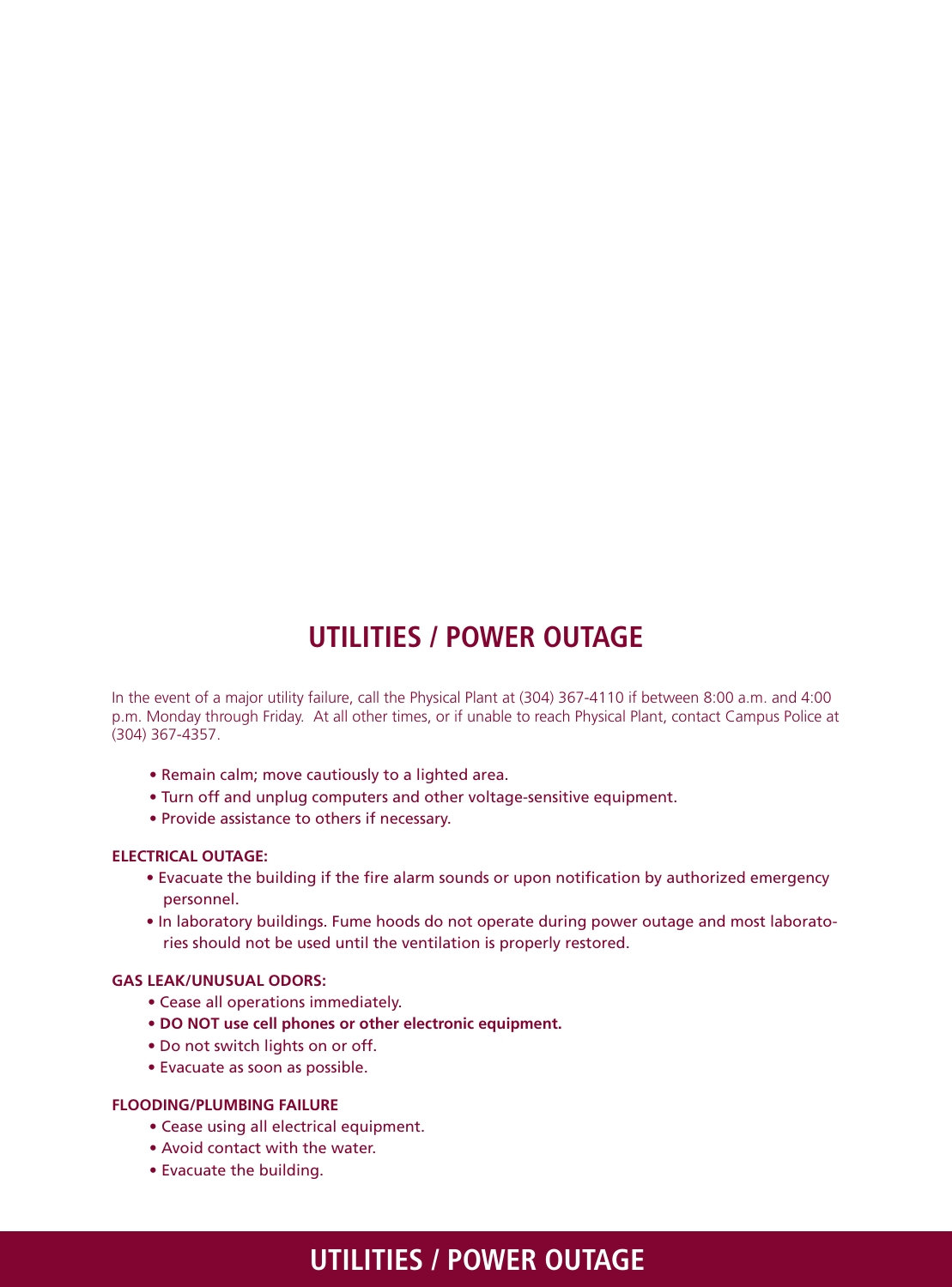# UTILITIES / POWER OUTAGE

In the event of a major utility failure, call the Physical Plant at (304) 367-4110 if between 8:00 a.m. and 4:00 p.m. Monday through Friday. At all other times, or if unable to reach Physical Plant, contact Campus Police at (304) 367-4357.

- Remain calm; move cautiously to a lighted area.
- Turn off and unplug computers and other voltage-sensitive equipment.
- Provide assistance to others if necessary.

**ELECTRICAL OUTAGE:**

- Evacuate the building if the fire alarm sounds or upon notification by authorized emergency personnel.
- In laboratory buildings. Fume hoods do not operate during power outage and most laboratories should not be used until the ventilation is properly restored.

**GAS LEAK/UNUSUAL ODORS:**

- Cease all operations immediately.
- **DO NOT use cell phones or other electronic equipment.**
- Do not switch lights on or off.
- Evacuate as soon as possible.

**FLOODING/PLUMBING FAILURE**

- Cease using all electrical equipment.
- Avoid contact with the water.
- Evacuate the building.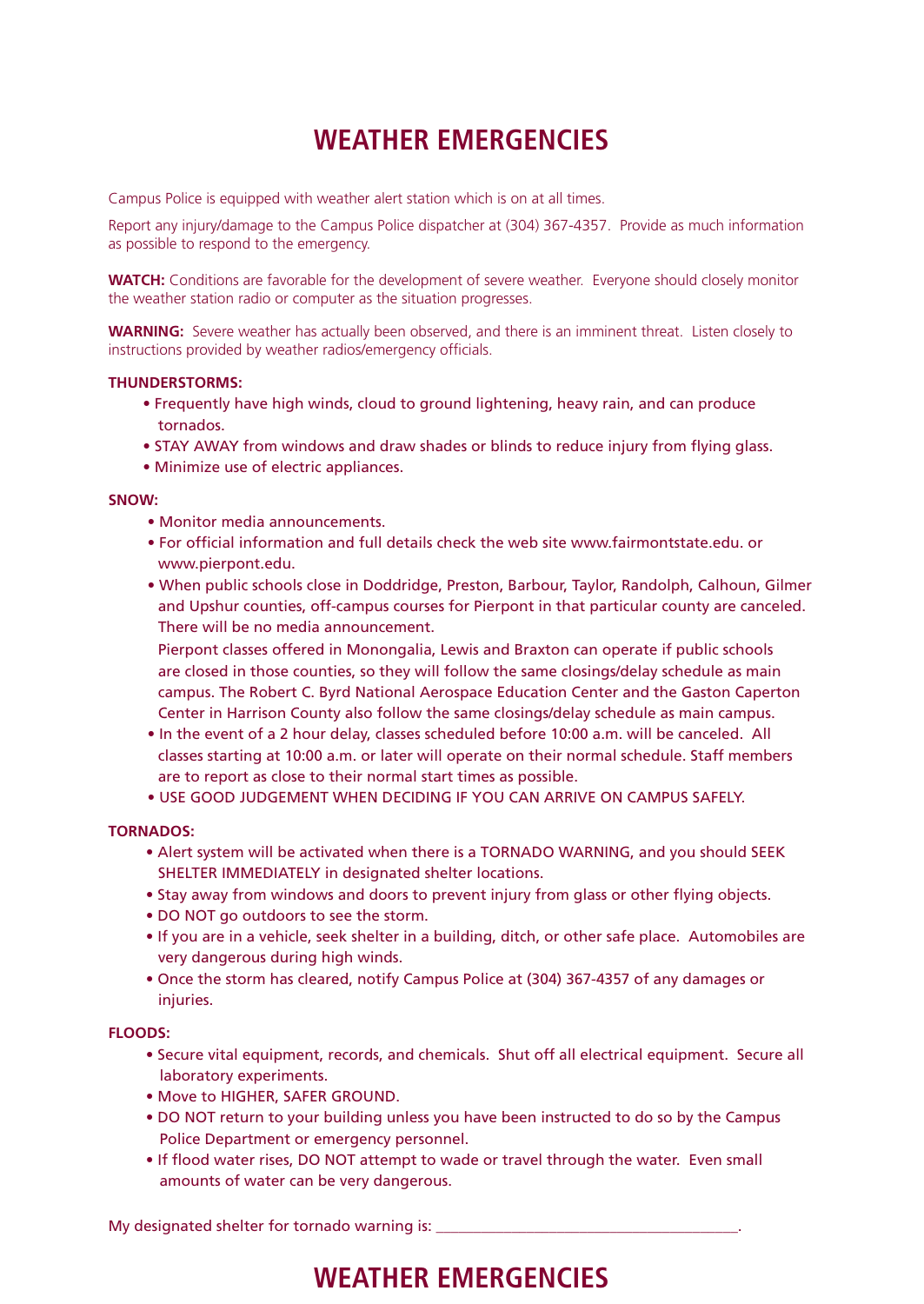# WEATHER EMERGENCIES

Campus Police is equipped with weather alert station which is on at all times.

Report any injury/damage to the Campus Police dispatcher at (304) 367-4357. Provide as much information as possible to respond to the emergency.

**WATCH:** Conditions are favorable for the development of severe weather. Everyone should closely monitor the weather station radio or computer as the situation progresses.

**WARNING:** Severe weather has actually been observed, and there is an imminent threat. Listen closely to instructions provided by weather radios/emergency officials.

**THUNDERSTORMS:**

- Frequently have high winds, cloud to ground lightening, heavy rain, and can produce tornados.
- STAY AWAY from windows and draw shades or blinds to reduce injury from flying glass.
- Minimize use of electric appliances.

**SNOW:**

- Monitor media announcements.
- For official information and full details check the web site www.fairmontstate.edu. or www.pierpont.edu.
- When public schools close in Doddridge, Preston, Barbour, Taylor, Randolph, Calhoun, Gilmer and Upshur counties, off-campus courses for Pierpont in that particular county are canceled. There will be no media announcement.

  Pierpont classes offered in Monongalia, Lewis and Braxton can operate if public schools are closed in those counties, so they will follow the same closings/delay schedule as main campus. The Robert C. Byrd National Aerospace Education Center and the Gaston Caperton Center in Harrison County also follow the same closings/delay schedule as main campus.
- In the event of a 2 hour delay, classes scheduled before 10:00 a.m. will be canceled. All classes starting at 10:00 a.m. or later will operate on their normal schedule. Staff members are to report as close to their normal start times as possible.
- USE GOOD JUDGEMENT WHEN DECIDING IF YOU CAN ARRIVE ON CAMPUS SAFELY.

**TORNADOS:**

- Alert system will be activated when there is a TORNADO WARNING, and you should SEEK SHELTER IMMEDIATELY in designated shelter locations.
- Stay away from windows and doors to prevent injury from glass or other flying objects.
- DO NOT go outdoors to see the storm.
- If you are in a vehicle, seek shelter in a building, ditch, or other safe place. Automobiles are very dangerous during high winds.
- Once the storm has cleared, notify Campus Police at (304) 367-4357 of any damages or injuries.

**FLOODS:**

- Secure vital equipment, records, and chemicals. Shut off all electrical equipment. Secure all laboratory experiments.
- Move to HIGHER, SAFER GROUND.
- DO NOT return to your building unless you have been instructed to do so by the Campus Police Department or emergency personnel.
- If flood water rises, DO NOT attempt to wade or travel through the water. Even small amounts of water can be very dangerous.

My designated shelter for tornado warning is: ______________________________________.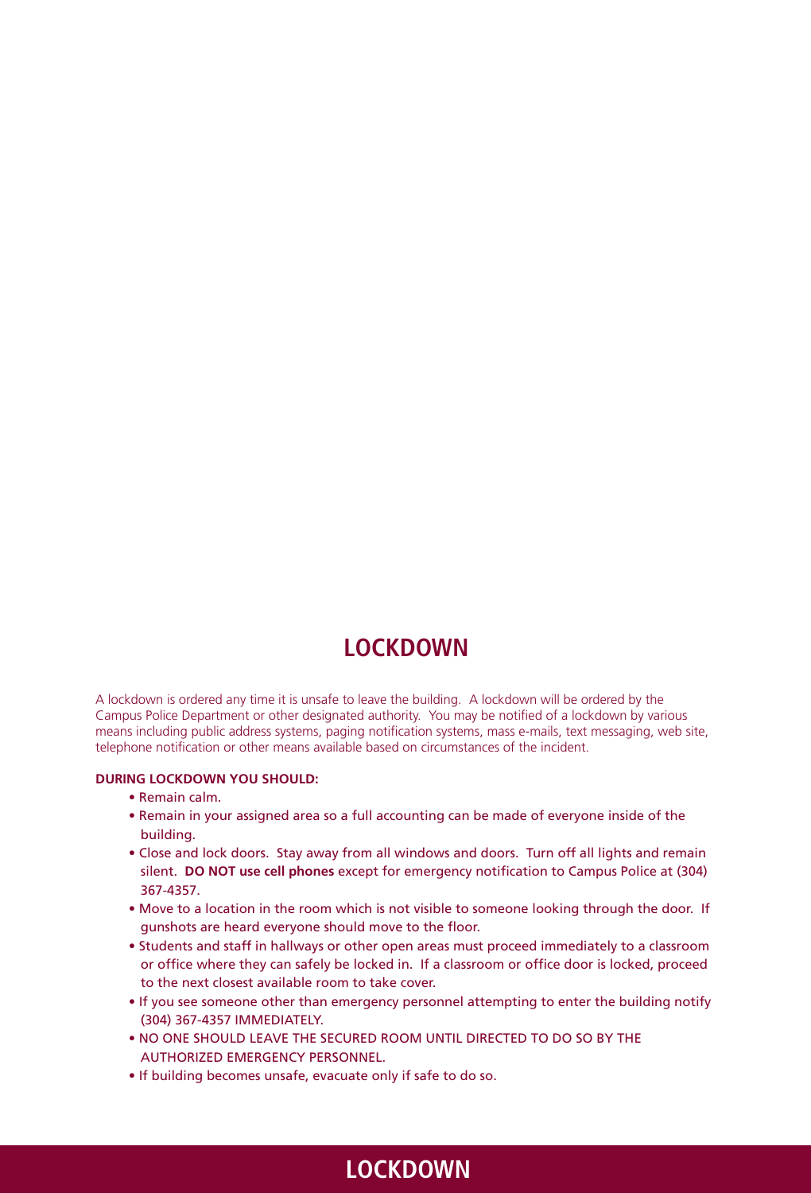# LOCKDOWN

A lockdown is ordered any time it is unsafe to leave the building. A lockdown will be ordered by the Campus Police Department or other designated authority. You may be notified of a lockdown by various means including public address systems, paging notification systems, mass e-mails, text messaging, web site, telephone notification or other means available based on circumstances of the incident.

**DURING LOCKDOWN YOU SHOULD:**

- Remain calm.
- Remain in your assigned area so a full accounting can be made of everyone inside of the building.
- Close and lock doors. Stay away from all windows and doors. Turn off all lights and remain silent. **DO NOT use cell phones** except for emergency notification to Campus Police at (304) 367-4357.
- Move to a location in the room which is not visible to someone looking through the door. If gunshots are heard everyone should move to the floor.
- Students and staff in hallways or other open areas must proceed immediately to a classroom or office where they can safely be locked in. If a classroom or office door is locked, proceed to the next closest available room to take cover.
- If you see someone other than emergency personnel attempting to enter the building notify (304) 367-4357 IMMEDIATELY.
- NO ONE SHOULD LEAVE THE SECURED ROOM UNTIL DIRECTED TO DO SO BY THE AUTHORIZED EMERGENCY PERSONNEL.
- If building becomes unsafe, evacuate only if safe to do so.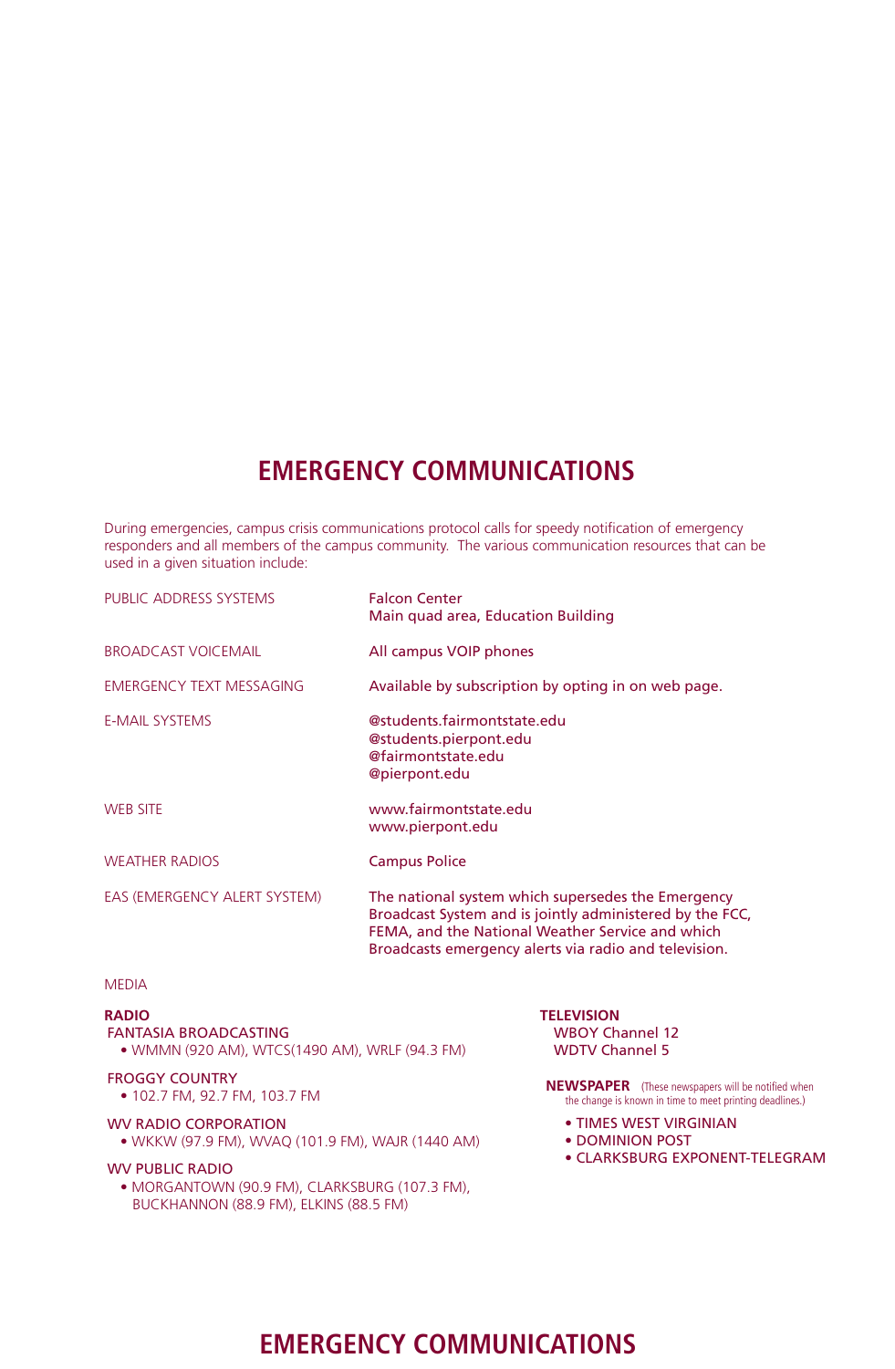# EMERGENCY COMMUNICATIONS

During emergencies, campus crisis communications protocol calls for speedy notification of emergency responders and all members of the campus community. The various communication resources that can be used in a given situation include:

| | |
|---|---|
| PUBLIC ADDRESS SYSTEMS | Falcon Center<br>Main quad area, Education Building |
| BROADCAST VOICEMAIL | All campus VOIP phones |
| EMERGENCY TEXT MESSAGING | Available by subscription by opting in on web page. |
| E-MAIL SYSTEMS | @students.fairmontstate.edu<br>@students.pierpont.edu<br>@fairmontstate.edu<br>@pierpont.edu |
| WEB SITE | www.fairmontstate.edu<br>www.pierpont.edu |
| WEATHER RADIOS | Campus Police |
| EAS (EMERGENCY ALERT SYSTEM) | The national system which supersedes the Emergency Broadcast System and is jointly administered by the FCC, FEMA, and the National Weather Service and which Broadcasts emergency alerts via radio and television. |

MEDIA

**RADIO**

FANTASIA BROADCASTING
- WMMN (920 AM), WTCS(1490 AM), WRLF (94.3 FM)

FROGGY COUNTRY
- 102.7 FM, 92.7 FM, 103.7 FM

WV RADIO CORPORATION
- WKKW (97.9 FM), WVAQ (101.9 FM), WAJR (1440 AM)

WV PUBLIC RADIO
- MORGANTOWN (90.9 FM), CLARKSBURG (107.3 FM), BUCKHANNON (88.9 FM), ELKINS (88.5 FM)

**TELEVISION**

WBOY Channel 12
WDTV Channel 5

**NEWSPAPER** (These newspapers will be notified when the change is known in time to meet printing deadlines.)

- TIMES WEST VIRGINIAN
- DOMINION POST
- CLARKSBURG EXPONENT-TELEGRAM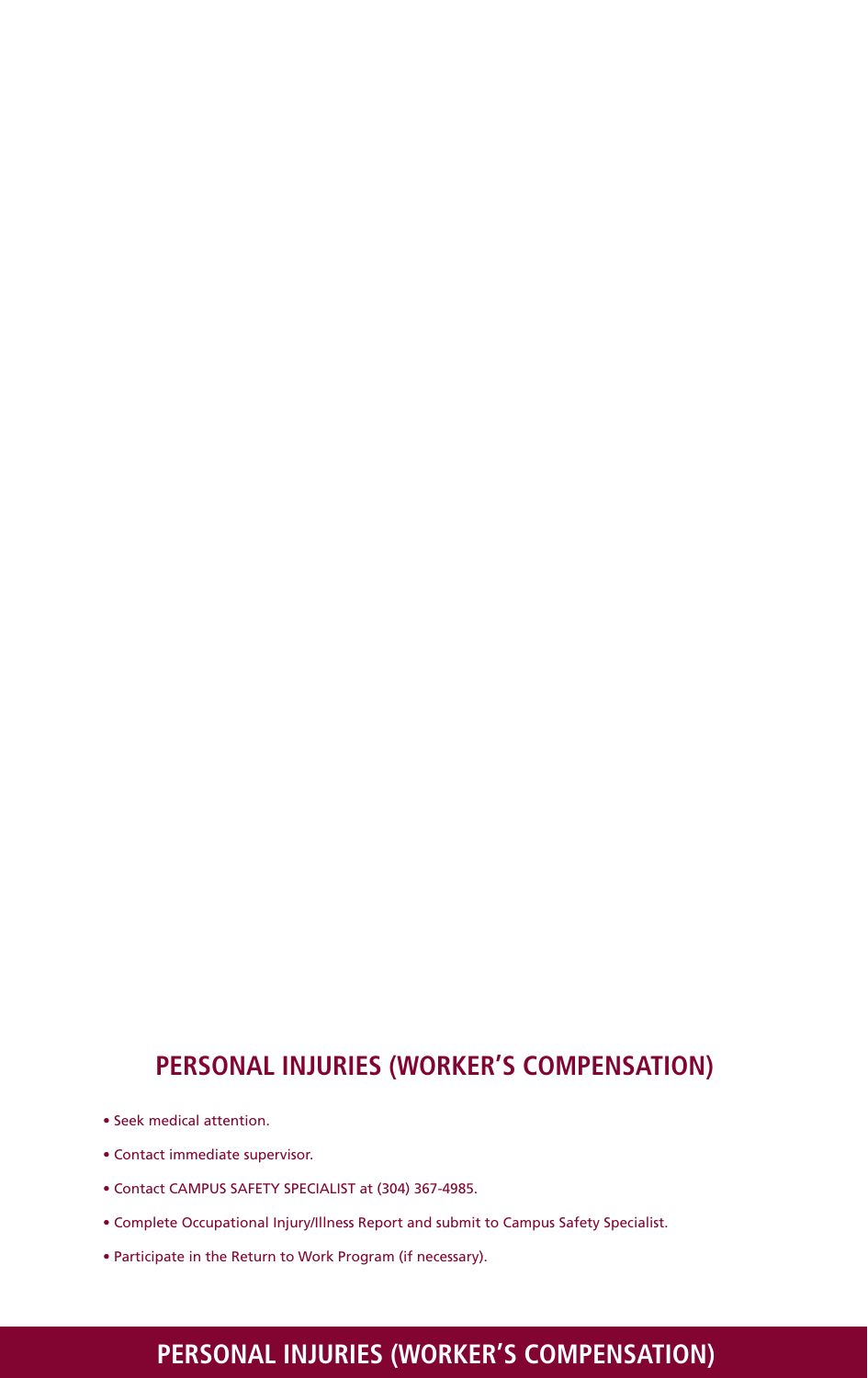## PERSONAL INJURIES (WORKER'S COMPENSATION)

- Seek medical attention.
- Contact immediate supervisor.
- Contact CAMPUS SAFETY SPECIALIST at (304) 367-4985.
- Complete Occupational Injury/Illness Report and submit to Campus Safety Specialist.
- Participate in the Return to Work Program (if necessary).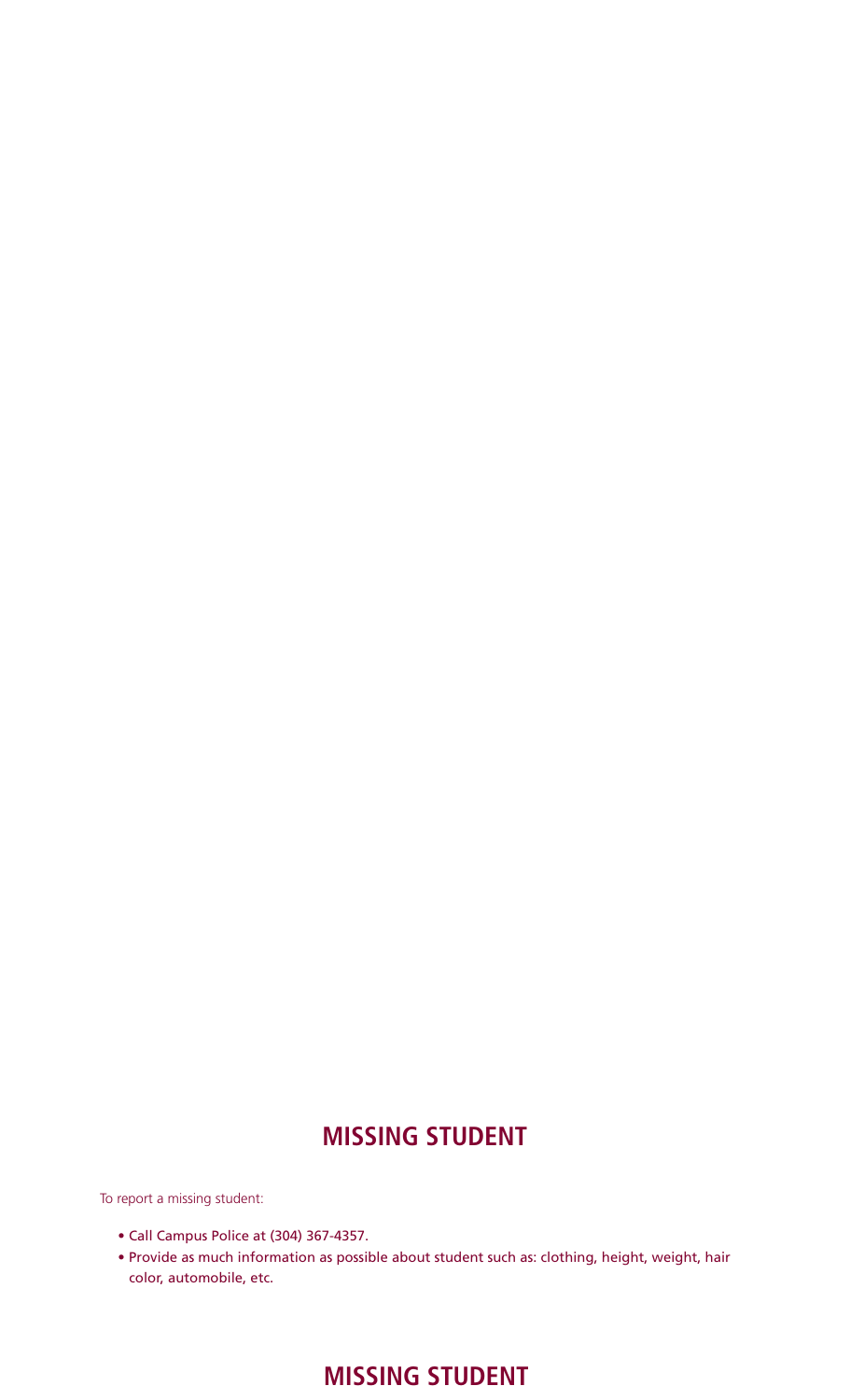## MISSING STUDENT

To report a missing student:

- Call Campus Police at (304) 367-4357.
- Provide as much information as possible about student such as: clothing, height, weight, hair color, automobile, etc.

## MISSING STUDENT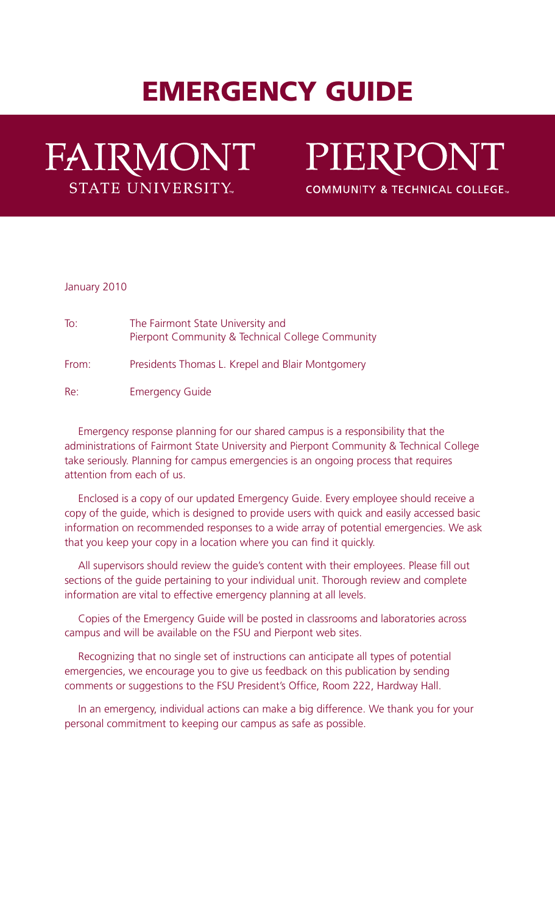# EMERGENCY GUIDE

FAIRMONT STATE UNIVERSITY

PIERPONT COMMUNITY & TECHNICAL COLLEGE

January 2010

| | |
|---|---|
| To: | The Fairmont State University and Pierpont Community & Technical College Community |
| From: | Presidents Thomas L. Krepel and Blair Montgomery |
| Re: | Emergency Guide |

Emergency response planning for our shared campus is a responsibility that the administrations of Fairmont State University and Pierpont Community & Technical College take seriously. Planning for campus emergencies is an ongoing process that requires attention from each of us.

Enclosed is a copy of our updated Emergency Guide. Every employee should receive a copy of the guide, which is designed to provide users with quick and easily accessed basic information on recommended responses to a wide array of potential emergencies. We ask that you keep your copy in a location where you can find it quickly.

All supervisors should review the guide's content with their employees. Please fill out sections of the guide pertaining to your individual unit. Thorough review and complete information are vital to effective emergency planning at all levels.

Copies of the Emergency Guide will be posted in classrooms and laboratories across campus and will be available on the FSU and Pierpont web sites.

Recognizing that no single set of instructions can anticipate all types of potential emergencies, we encourage you to give us feedback on this publication by sending comments or suggestions to the FSU President's Office, Room 222, Hardway Hall.

In an emergency, individual actions can make a big difference. We thank you for your personal commitment to keeping our campus as safe as possible.